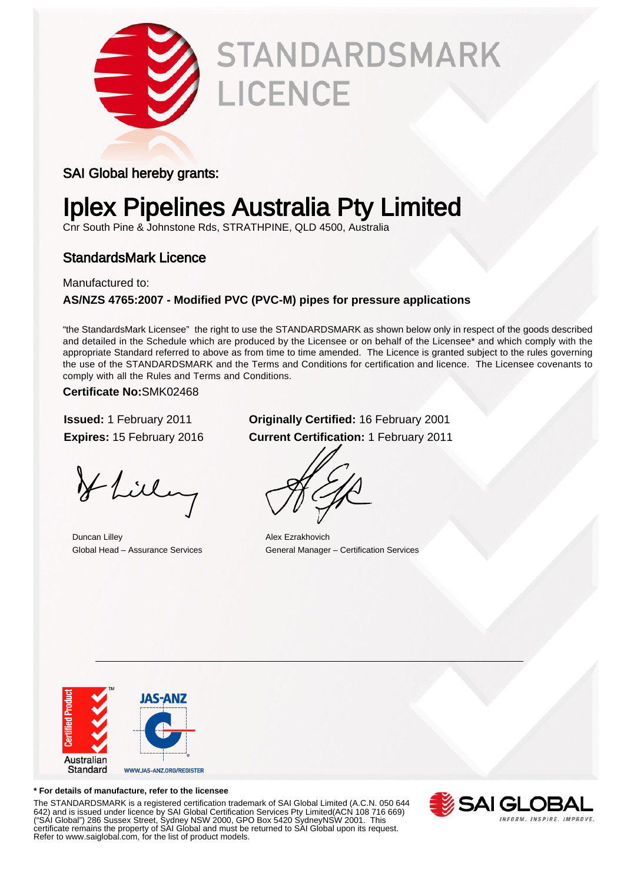# STANDARDSMARK LICENCE

SAI Global hereby grants:

# Iplex Pipelines Australia Pty Limited

Cnr South Pine & Johnstone Rds, STRATHPINE, QLD 4500, Australia

## StandardsMark Licence

Manufactured to:

**AS/NZS 4765:2007 - Modified PVC (PVC-M) pipes for pressure applications**

"the StandardsMark Licensee" the right to use the STANDARDSMARK as shown below only in respect of the goods described and detailed in the Schedule which are produced by the Licensee or on behalf of the Licensee* and which comply with the appropriate Standard referred to above as from time to time amended. The Licence is granted subject to the rules governing the use of the STANDARDSMARK and the Terms and Conditions for certification and licence. The Licensee covenants to comply with all the Rules and Terms and Conditions.

**Certificate No:**SMK02468

**Issued:** 1 February 2011
**Expires:** 15 February 2016

**Originally Certified:** 16 February 2001
**Current Certification:** 1 February 2011

Duncan Lilley
Global Head – Assurance Services

Alex Ezrakhovich
General Manager – Certification Services

Certified Product
Australian Standard

JAS-ANZ
WWW.JAS-ANZ.ORG/REGISTER

**\* For details of manufacture, refer to the licensee**

The STANDARDSMARK is a registered certification trademark of SAI Global Limited (A.C.N. 050 644 642) and is issued under licence by SAI Global Certification Services Pty Limited(ACN 108 716 669) ("SAI Global") 286 Sussex Street, Sydney NSW 2000, GPO Box 5420 SydneyNSW 2001. This certificate remains the property of SAI Global and must be returned to SAI Global upon its request. Refer to www.saiglobal.com, for the list of product models.

SAI GLOBAL
INFORM. INSPIRE. IMPROVE.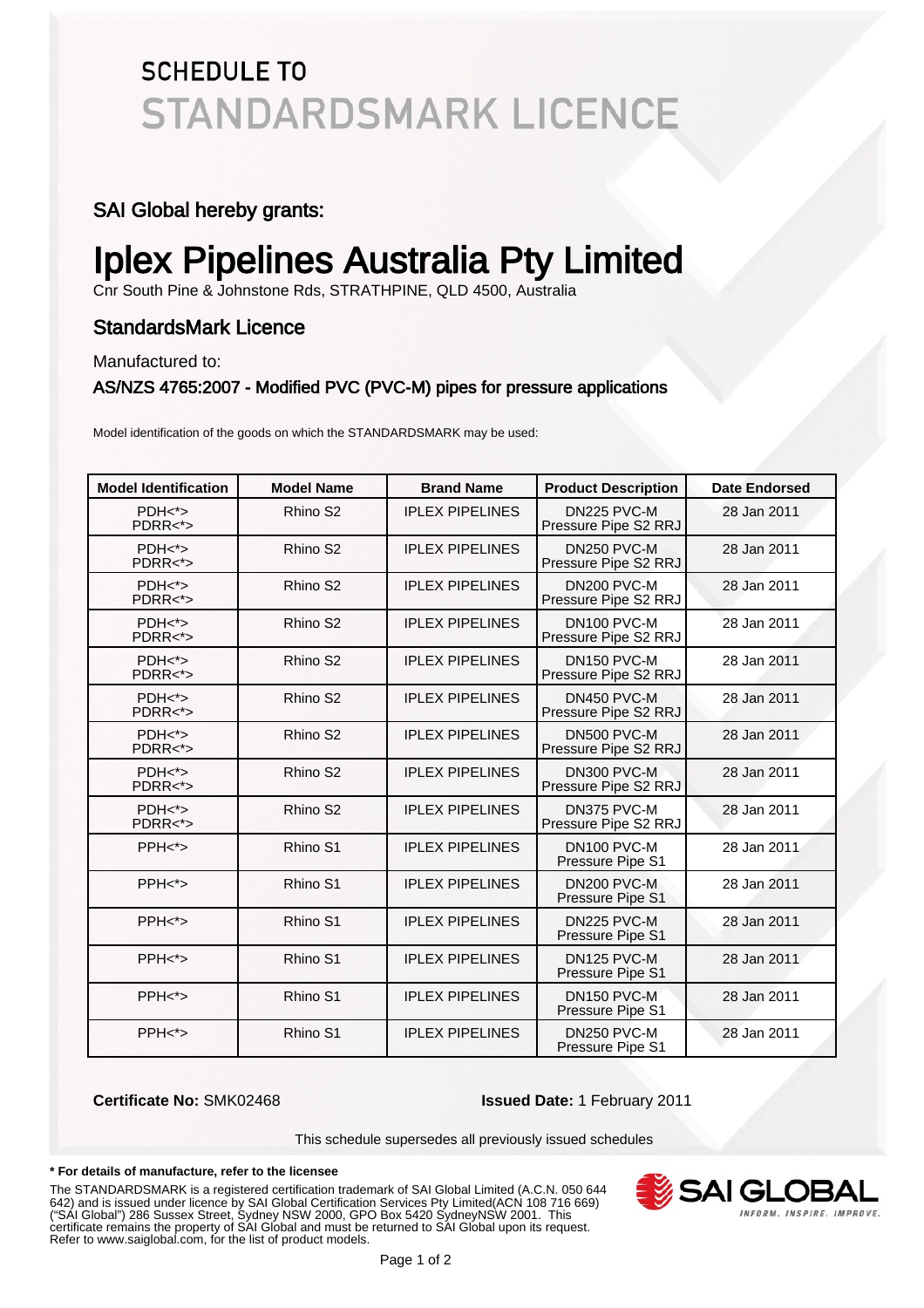# SCHEDULE TO
# STANDARDSMARK LICENCE

## SAI Global hereby grants:

# Iplex Pipelines Australia Pty Limited

Cnr South Pine & Johnstone Rds, STRATHPINE, QLD 4500, Australia

## StandardsMark Licence

Manufactured to:

### AS/NZS 4765:2007 - Modified PVC (PVC-M) pipes for pressure applications

Model identification of the goods on which the STANDARDSMARK may be used:

| Model Identification | Model Name | Brand Name | Product Description | Date Endorsed |
|---|---|---|---|---|
| PDH<*> PDRR<*> | Rhino S2 | IPLEX PIPELINES | DN225 PVC-M Pressure Pipe S2 RRJ | 28 Jan 2011 |
| PDH<*> PDRR<*> | Rhino S2 | IPLEX PIPELINES | DN250 PVC-M Pressure Pipe S2 RRJ | 28 Jan 2011 |
| PDH<*> PDRR<*> | Rhino S2 | IPLEX PIPELINES | DN200 PVC-M Pressure Pipe S2 RRJ | 28 Jan 2011 |
| PDH<*> PDRR<*> | Rhino S2 | IPLEX PIPELINES | DN100 PVC-M Pressure Pipe S2 RRJ | 28 Jan 2011 |
| PDH<*> PDRR<*> | Rhino S2 | IPLEX PIPELINES | DN150 PVC-M Pressure Pipe S2 RRJ | 28 Jan 2011 |
| PDH<*> PDRR<*> | Rhino S2 | IPLEX PIPELINES | DN450 PVC-M Pressure Pipe S2 RRJ | 28 Jan 2011 |
| PDH<*> PDRR<*> | Rhino S2 | IPLEX PIPELINES | DN500 PVC-M Pressure Pipe S2 RRJ | 28 Jan 2011 |
| PDH<*> PDRR<*> | Rhino S2 | IPLEX PIPELINES | DN300 PVC-M Pressure Pipe S2 RRJ | 28 Jan 2011 |
| PDH<*> PDRR<*> | Rhino S2 | IPLEX PIPELINES | DN375 PVC-M Pressure Pipe S2 RRJ | 28 Jan 2011 |
| PPH<*> | Rhino S1 | IPLEX PIPELINES | DN100 PVC-M Pressure Pipe S1 | 28 Jan 2011 |
| PPH<*> | Rhino S1 | IPLEX PIPELINES | DN200 PVC-M Pressure Pipe S1 | 28 Jan 2011 |
| PPH<*> | Rhino S1 | IPLEX PIPELINES | DN225 PVC-M Pressure Pipe S1 | 28 Jan 2011 |
| PPH<*> | Rhino S1 | IPLEX PIPELINES | DN125 PVC-M Pressure Pipe S1 | 28 Jan 2011 |
| PPH<*> | Rhino S1 | IPLEX PIPELINES | DN150 PVC-M Pressure Pipe S1 | 28 Jan 2011 |
| PPH<*> | Rhino S1 | IPLEX PIPELINES | DN250 PVC-M Pressure Pipe S1 | 28 Jan 2011 |

**Certificate No:** SMK02468 **Issued Date:** 1 February 2011

This schedule supersedes all previously issued schedules

**\* For details of manufacture, refer to the licensee**

The STANDARDSMARK is a registered certification trademark of SAI Global Limited (A.C.N. 050 644 642) and is issued under licence by SAI Global Certification Services Pty Limited(ACN 108 716 669) ("SAI Global") 286 Sussex Street, Sydney NSW 2000, GPO Box 5420 SydneyNSW 2001. This certificate remains the property of SAI Global and must be returned to SAI Global upon its request. Refer to www.saiglobal.com, for the list of product models.

SAI GLOBAL
INFORM. INSPIRE. IMPROVE.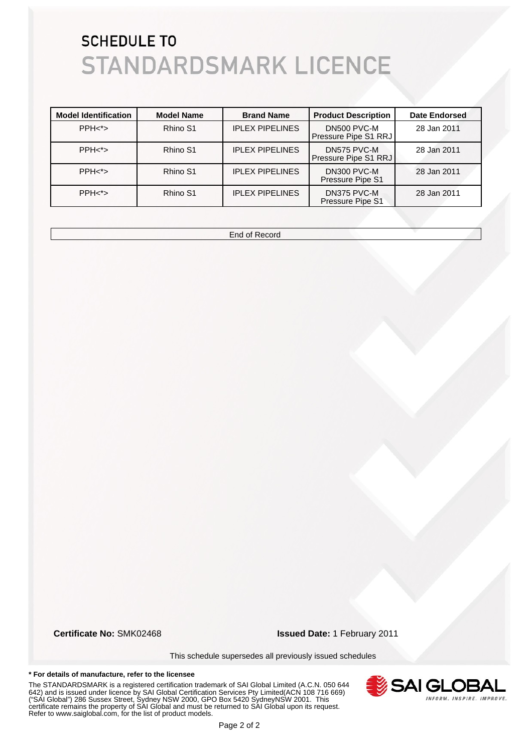# SCHEDULE TO
# STANDARDSMARK LICENCE

| Model Identification | Model Name | Brand Name | Product Description | Date Endorsed |
|---|---|---|---|---|
| PPH<*> | Rhino S1 | IPLEX PIPELINES | DN500 PVC-M Pressure Pipe S1 RRJ | 28 Jan 2011 |
| PPH<*> | Rhino S1 | IPLEX PIPELINES | DN575 PVC-M Pressure Pipe S1 RRJ | 28 Jan 2011 |
| PPH<*> | Rhino S1 | IPLEX PIPELINES | DN300 PVC-M Pressure Pipe S1 | 28 Jan 2011 |
| PPH<*> | Rhino S1 | IPLEX PIPELINES | DN375 PVC-M Pressure Pipe S1 | 28 Jan 2011 |

End of Record

**Certificate No:** SMK02468

**Issued Date:** 1 February 2011

This schedule supersedes all previously issued schedules

**\* For details of manufacture, refer to the licensee**

The STANDARDSMARK is a registered certification trademark of SAI Global Limited (A.C.N. 050 644 642) and is issued under licence by SAI Global Certification Services Pty Limited(ACN 108 716 669) ("SAI Global") 286 Sussex Street, Sydney NSW 2000, GPO Box 5420 SydneyNSW 2001. This certificate remains the property of SAI Global and must be returned to SAI Global upon its request. Refer to www.saiglobal.com, for the list of product models.

SAI GLOBAL

INFORM. INSPIRE. IMPROVE.